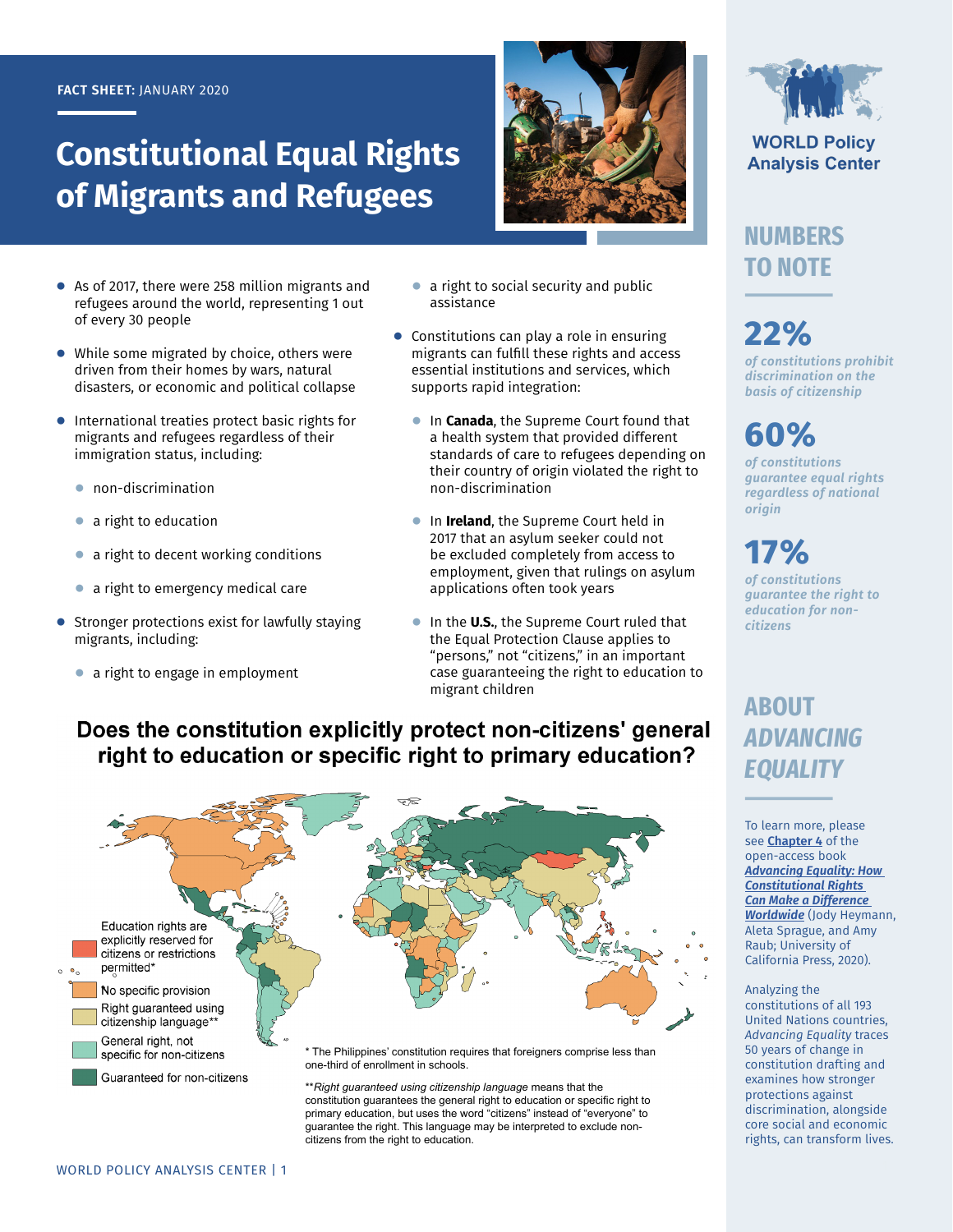FACT SHEET: JANUARY 2020

# Constitutional Equal Rights of Migrants and Refugees

- As of 2017, there were 258 million migrants and refugees around the world, representing 1 out of every 30 people
- While some migrated by choice, others were driven from their homes by wars, natural disasters, or economic and political collapse
- International treaties protect basic rights for migrants and refugees regardless of their immigration status, including:
  - non-discrimination
  - a right to education
  - a right to decent working conditions
  - a right to emergency medical care
- Stronger protections exist for lawfully staying migrants, including:
  - a right to engage in employment
  - a right to social security and public assistance
- Constitutions can play a role in ensuring migrants can fulfill these rights and access essential institutions and services, which supports rapid integration:
  - In **Canada**, the Supreme Court found that a health system that provided different standards of care to refugees depending on their country of origin violated the right to non-discrimination
  - In **Ireland**, the Supreme Court held in 2017 that an asylum seeker could not be excluded completely from access to employment, given that rulings on asylum applications often took years
  - In the **U.S.**, the Supreme Court ruled that the Equal Protection Clause applies to "persons," not "citizens," in an important case guaranteeing the right to education to migrant children

## Does the constitution explicitly protect non-citizens' general right to education or specific right to primary education?

- Education rights are explicitly reserved for citizens or restrictions permitted*
- No specific provision
- Right guaranteed using citizenship language**
- General right, not specific for non-citizens
- Guaranteed for non-citizens

* The Philippines' constitution requires that foreigners comprise less than one-third of enrollment in schools.

***Right guaranteed using citizenship language* means that the constitution guarantees the general right to education or specific right to primary education, but uses the word "citizens" instead of "everyone" to guarantee the right. This language may be interpreted to exclude non-citizens from the right to education.

WORLD Policy Analysis Center

## NUMBERS TO NOTE

**22%**
*of constitutions prohibit discrimination on the basis of citizenship*

**60%**
*of constitutions guarantee equal rights regardless of national origin*

**17%**
*of constitutions guarantee the right to education for non-citizens*

## ABOUT *ADVANCING EQUALITY*

To learn more, please see **Chapter 4** of the open-access book ***Advancing Equality: How Constitutional Rights Can Make a Difference Worldwide*** (Jody Heymann, Aleta Sprague, and Amy Raub; University of California Press, 2020).

Analyzing the constitutions of all 193 United Nations countries, *Advancing Equality* traces 50 years of change in constitution drafting and examines how stronger protections against discrimination, alongside core social and economic rights, can transform lives.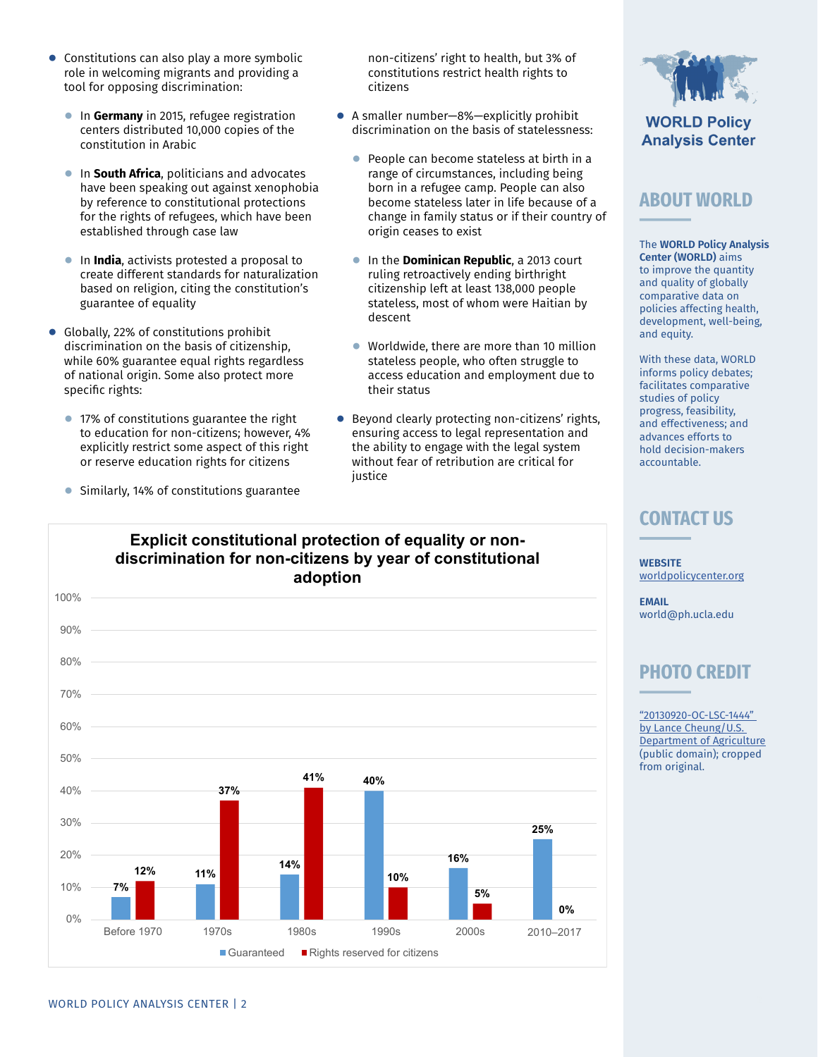- Constitutions can also play a more symbolic role in welcoming migrants and providing a tool for opposing discrimination:
    - In **Germany** in 2015, refugee registration centers distributed 10,000 copies of the constitution in Arabic
    - In **South Africa**, politicians and advocates have been speaking out against xenophobia by reference to constitutional protections for the rights of refugees, which have been established through case law
    - In **India**, activists protested a proposal to create different standards for naturalization based on religion, citing the constitution's guarantee of equality
- Globally, 22% of constitutions prohibit discrimination on the basis of citizenship, while 60% guarantee equal rights regardless of national origin. Some also protect more specific rights:
    - 17% of constitutions guarantee the right to education for non-citizens; however, 4% explicitly restrict some aspect of this right or reserve education rights for citizens
    - Similarly, 14% of constitutions guarantee non-citizens' right to health, but 3% of constitutions restrict health rights to citizens
- A smaller number—8%—explicitly prohibit discrimination on the basis of statelessness:
    - People can become stateless at birth in a range of circumstances, including being born in a refugee camp. People can also become stateless later in life because of a change in family status or if their country of origin ceases to exist
    - In the **Dominican Republic**, a 2013 court ruling retroactively ending birthright citizenship left at least 138,000 people stateless, most of whom were Haitian by descent
    - Worldwide, there are more than 10 million stateless people, who often struggle to access education and employment due to their status
- Beyond clearly protecting non-citizens' rights, ensuring access to legal representation and the ability to engage with the legal system without fear of retribution are critical for justice

**Explicit constitutional protection of equality or non-discrimination for non-citizens by year of constitutional adoption**

100%
90%
80%
70%
60%
50%
40%
30%
20%
10%
0%

Before 1970: 7%, 12%
1970s: 11%, 37%
1980s: 14%, 41%
1990s: 40%, 10%
2000s: 16%, 5%
2010–2017: 25%, 0%

Guaranteed | Rights reserved for citizens

WORLD Policy Analysis Center

## ABOUT WORLD

The **WORLD Policy Analysis Center (WORLD)** aims to improve the quantity and quality of globally comparative data on policies affecting health, development, well-being, and equity.

With these data, WORLD informs policy debates; facilitates comparative studies of policy progress, feasibility, and effectiveness; and advances efforts to hold decision-makers accountable.

## CONTACT US

**WEBSITE**
worldpolicycenter.org

**EMAIL**
world@ph.ucla.edu

## PHOTO CREDIT

"20130920-OC-LSC-1444" by Lance Cheung/U.S. Department of Agriculture (public domain); cropped from original.